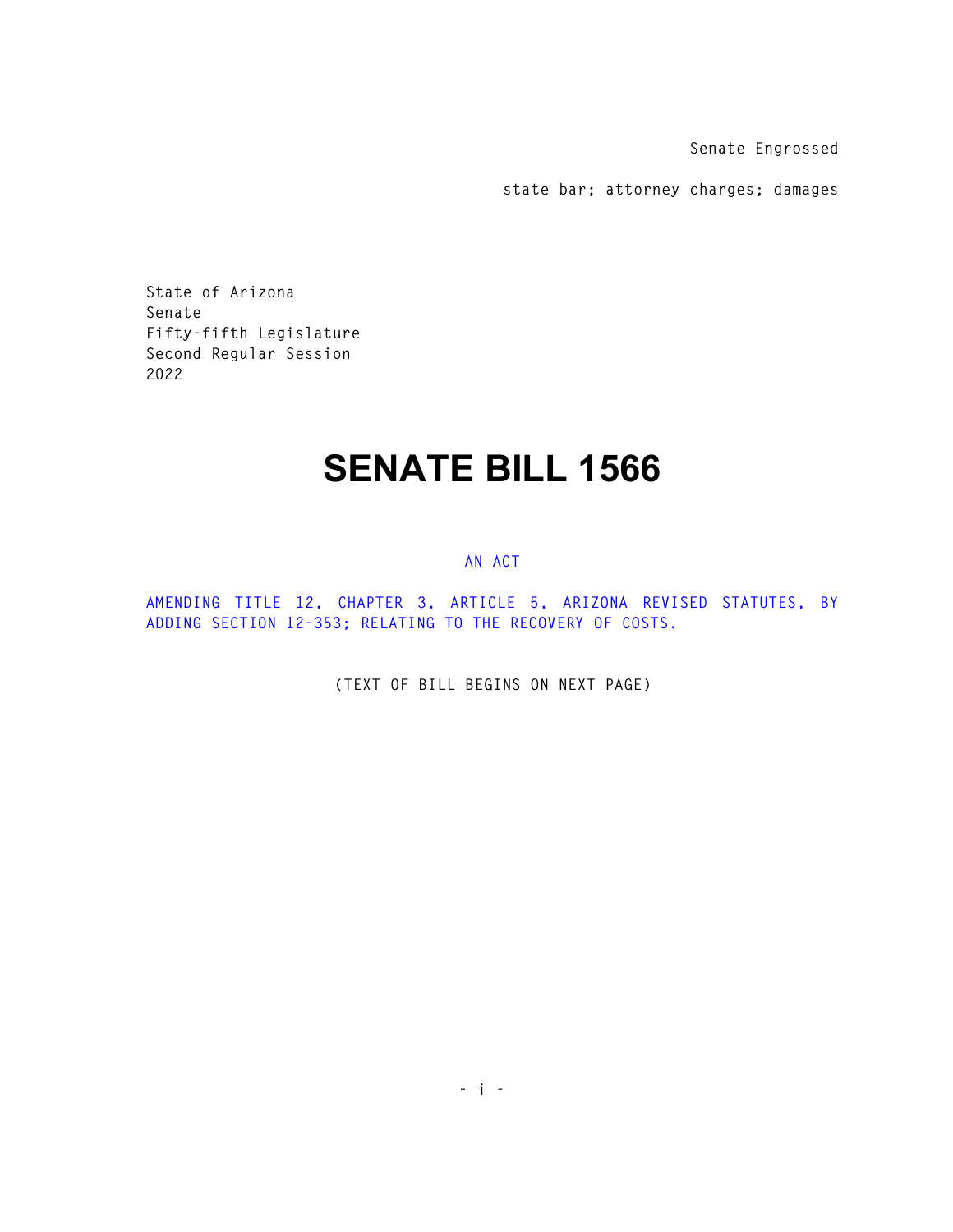Senate Engrossed

state bar; attorney charges; damages

State of Arizona
Senate
Fifty-fifth Legislature
Second Regular Session
2022

# SENATE BILL 1566

AN ACT

AMENDING TITLE 12, CHAPTER 3, ARTICLE 5, ARIZONA REVISED STATUTES, BY ADDING SECTION 12-353; RELATING TO THE RECOVERY OF COSTS.

(TEXT OF BILL BEGINS ON NEXT PAGE)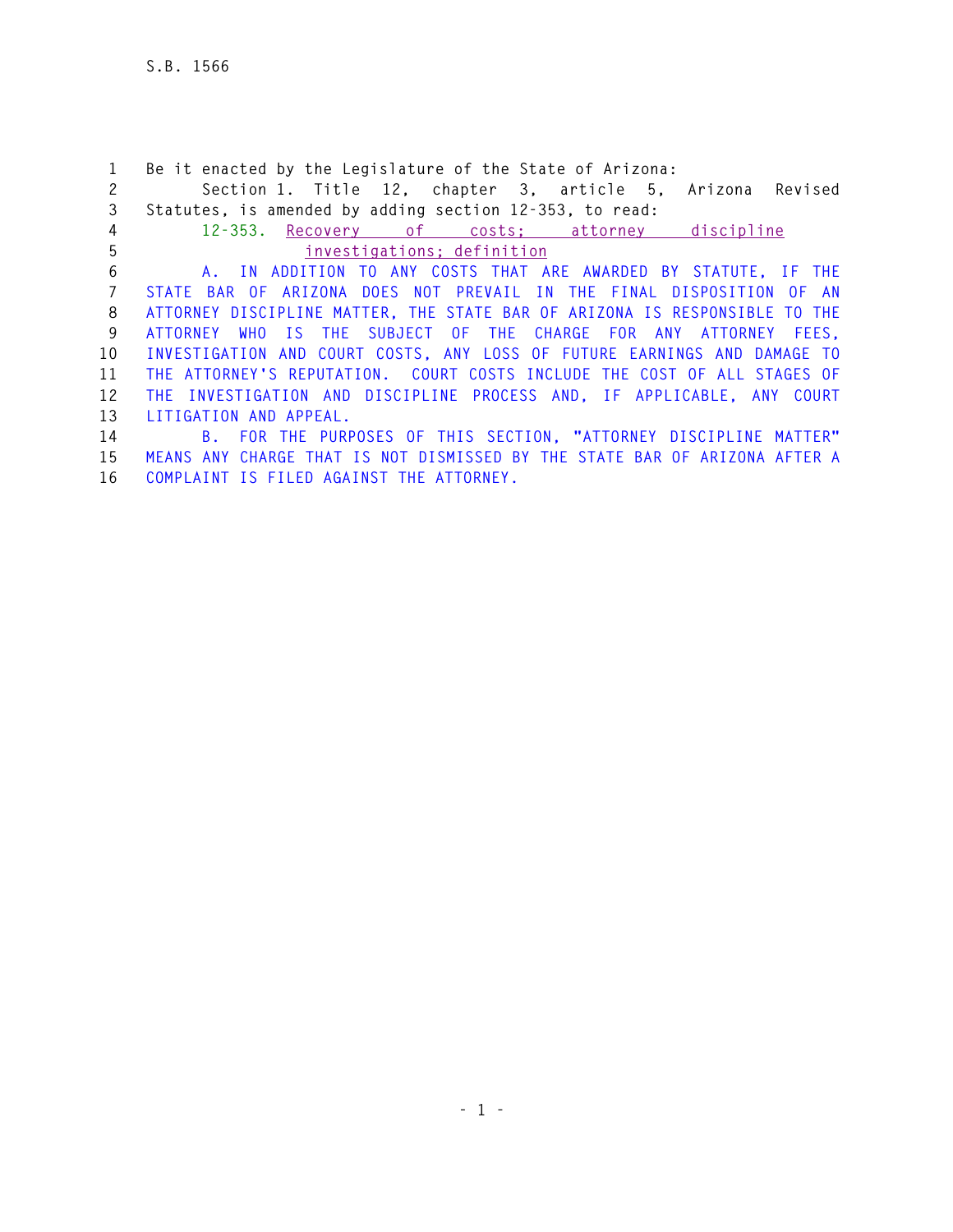S.B. 1566

Be it enacted by the Legislature of the State of Arizona:

Section 1. Title 12, chapter 3, article 5, Arizona Revised Statutes, is amended by adding section 12-353, to read:

12-353. Recovery of costs; attorney discipline investigations; definition

A. IN ADDITION TO ANY COSTS THAT ARE AWARDED BY STATUTE, IF THE STATE BAR OF ARIZONA DOES NOT PREVAIL IN THE FINAL DISPOSITION OF AN ATTORNEY DISCIPLINE MATTER, THE STATE BAR OF ARIZONA IS RESPONSIBLE TO THE ATTORNEY WHO IS THE SUBJECT OF THE CHARGE FOR ANY ATTORNEY FEES, INVESTIGATION AND COURT COSTS, ANY LOSS OF FUTURE EARNINGS AND DAMAGE TO THE ATTORNEY'S REPUTATION. COURT COSTS INCLUDE THE COST OF ALL STAGES OF THE INVESTIGATION AND DISCIPLINE PROCESS AND, IF APPLICABLE, ANY COURT LITIGATION AND APPEAL.

B. FOR THE PURPOSES OF THIS SECTION, "ATTORNEY DISCIPLINE MATTER" MEANS ANY CHARGE THAT IS NOT DISMISSED BY THE STATE BAR OF ARIZONA AFTER A COMPLAINT IS FILED AGAINST THE ATTORNEY.